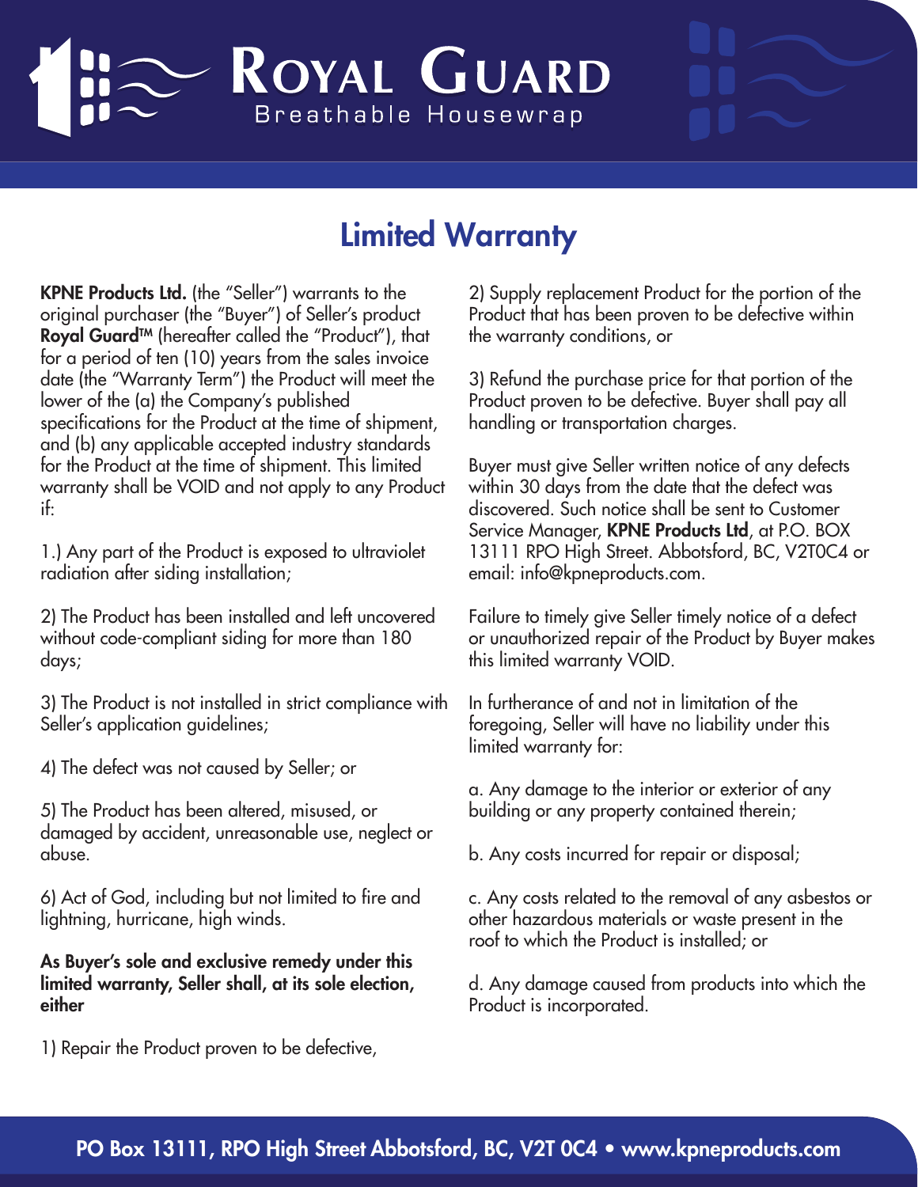# ROYAL GUARD

Breathable Housewrap

## Limited Warranty

**KPNE Products Ltd.** (the "Seller") warrants to the original purchaser (the "Buyer") of Seller's product **Royal Guard™** (hereafter called the "Product"), that for a period of ten (10) years from the sales invoice date (the "Warranty Term") the Product will meet the lower of the (a) the Company's published specifications for the Product at the time of shipment, and (b) any applicable accepted industry standards for the Product at the time of shipment. This limited warranty shall be VOID and not apply to any Product if:

1.) Any part of the Product is exposed to ultraviolet radiation after siding installation;

2) The Product has been installed and left uncovered without code-compliant siding for more than 180 days;

3) The Product is not installed in strict compliance with Seller's application guidelines;

4) The defect was not caused by Seller; or

5) The Product has been altered, misused, or damaged by accident, unreasonable use, neglect or abuse.

6) Act of God, including but not limited to fire and lightning, hurricane, high winds.

**As Buyer's sole and exclusive remedy under this limited warranty, Seller shall, at its sole election, either**

1) Repair the Product proven to be defective,

2) Supply replacement Product for the portion of the Product that has been proven to be defective within the warranty conditions, or

3) Refund the purchase price for that portion of the Product proven to be defective. Buyer shall pay all handling or transportation charges.

Buyer must give Seller written notice of any defects within 30 days from the date that the defect was discovered. Such notice shall be sent to Customer Service Manager, **KPNE Products Ltd**, at P.O. BOX 13111 RPO High Street. Abbotsford, BC, V2T0C4 or email: info@kpneproducts.com.

Failure to timely give Seller timely notice of a defect or unauthorized repair of the Product by Buyer makes this limited warranty VOID.

In furtherance of and not in limitation of the foregoing, Seller will have no liability under this limited warranty for:

a. Any damage to the interior or exterior of any building or any property contained therein;

b. Any costs incurred for repair or disposal;

c. Any costs related to the removal of any asbestos or other hazardous materials or waste present in the roof to which the Product is installed; or

d. Any damage caused from products into which the Product is incorporated.

**PO Box 13111, RPO High Street Abbotsford, BC, V2T 0C4 • www.kpneproducts.com**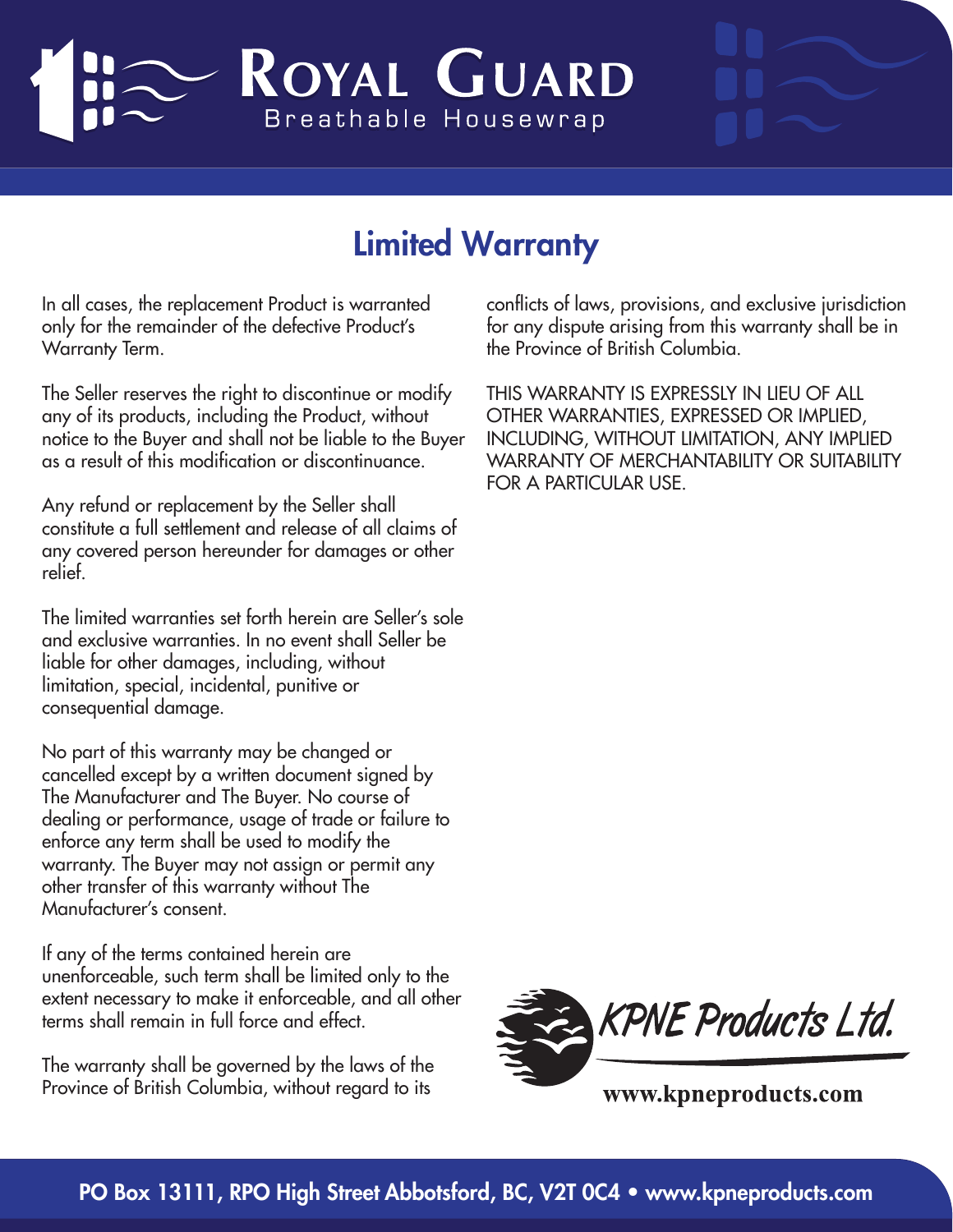# ROYAL GUARD

Breathable Housewrap

## Limited Warranty

In all cases, the replacement Product is warranted only for the remainder of the defective Product's Warranty Term.

The Seller reserves the right to discontinue or modify any of its products, including the Product, without notice to the Buyer and shall not be liable to the Buyer as a result of this modification or discontinuance.

Any refund or replacement by the Seller shall constitute a full settlement and release of all claims of any covered person hereunder for damages or other relief.

The limited warranties set forth herein are Seller's sole and exclusive warranties. In no event shall Seller be liable for other damages, including, without limitation, special, incidental, punitive or consequential damage.

No part of this warranty may be changed or cancelled except by a written document signed by The Manufacturer and The Buyer. No course of dealing or performance, usage of trade or failure to enforce any term shall be used to modify the warranty. The Buyer may not assign or permit any other transfer of this warranty without The Manufacturer's consent.

If any of the terms contained herein are unenforceable, such term shall be limited only to the extent necessary to make it enforceable, and all other terms shall remain in full force and effect.

The warranty shall be governed by the laws of the Province of British Columbia, without regard to its conflicts of laws, provisions, and exclusive jurisdiction for any dispute arising from this warranty shall be in the Province of British Columbia.

THIS WARRANTY IS EXPRESSLY IN LIEU OF ALL OTHER WARRANTIES, EXPRESSED OR IMPLIED, INCLUDING, WITHOUT LIMITATION, ANY IMPLIED WARRANTY OF MERCHANTABILITY OR SUITABILITY FOR A PARTICULAR USE.

KPNE Products Ltd.

www.kpneproducts.com

**PO Box 13111, RPO High Street Abbotsford, BC, V2T 0C4 • www.kpneproducts.com**